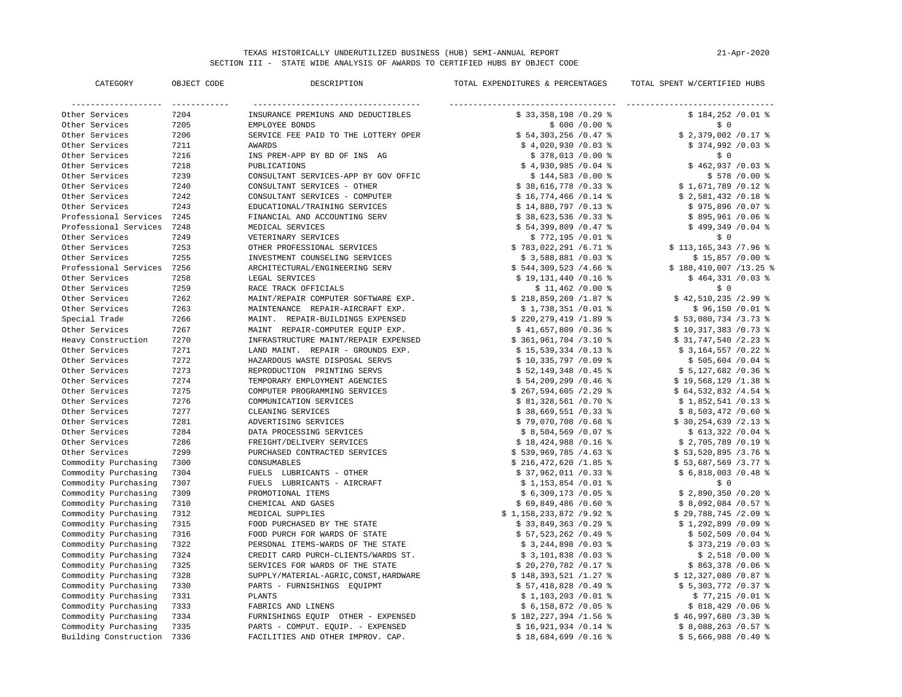# TEXAS HISTORICALLY UNDERUTILIZED BUSINESS (HUB) SEMI-ANNUAL REPORT

21-Apr-2020

## SECTION III - STATE WIDE ANALYSIS OF AWARDS TO CERTIFIED HUBS BY OBJECT CODE

| CATEGORY | OBJECT CODE | DESCRIPTION | TOTAL EXPENDITURES & PERCENTAGES | TOTAL SPENT W/CERTIFIED HUBS |
|---|---|---|---|---|
| Other Services | 7204 | INSURANCE PREMIUNS AND DEDUCTIBLES | $ 33,358,198 /0.29 % | $ 184,252 /0.01 % |
| Other Services | 7205 | EMPLOYEE BONDS | $ 600 /0.00 % | $ 0 |
| Other Services | 7206 | SERVICE FEE PAID TO THE LOTTERY OPER | $ 54,303,256 /0.47 % | $ 2,379,002 /0.17 % |
| Other Services | 7211 | AWARDS | $ 4,020,930 /0.03 % | $ 374,992 /0.03 % |
| Other Services | 7216 | INS PREM-APP BY BD OF INS AG | $ 378,013 /0.00 % | $ 0 |
| Other Services | 7218 | PUBLICATIONS | $ 4,930,985 /0.04 % | $ 462,937 /0.03 % |
| Other Services | 7239 | CONSULTANT SERVICES-APP BY GOV OFFIC | $ 144,583 /0.00 % | $ 578 /0.00 % |
| Other Services | 7240 | CONSULTANT SERVICES - OTHER | $ 38,616,778 /0.33 % | $ 1,671,789 /0.12 % |
| Other Services | 7242 | CONSULTANT SERVICES - COMPUTER | $ 16,774,466 /0.14 % | $ 2,581,432 /0.18 % |
| Other Services | 7243 | EDUCATIONAL/TRAINING SERVICES | $ 14,880,797 /0.13 % | $ 975,896 /0.07 % |
| Professional Services | 7245 | FINANCIAL AND ACCOUNTING SERV | $ 38,623,536 /0.33 % | $ 895,961 /0.06 % |
| Professional Services | 7248 | MEDICAL SERVICES | $ 54,399,809 /0.47 % | $ 499,349 /0.04 % |
| Other Services | 7249 | VETERINARY SERVICES | $ 772,195 /0.01 % | $ 0 |
| Other Services | 7253 | OTHER PROFESSIONAL SERVICES | $ 783,022,291 /6.71 % | $ 113,165,343 /7.96 % |
| Other Services | 7255 | INVESTMENT COUNSELING SERVICES | $ 3,588,881 /0.03 % | $ 15,857 /0.00 % |
| Professional Services | 7256 | ARCHITECTURAL/ENGINEERING SERV | $ 544,309,523 /4.66 % | $ 188,410,007 /13.25 % |
| Other Services | 7258 | LEGAL SERVICES | $ 19,131,440 /0.16 % | $ 464,331 /0.03 % |
| Other Services | 7259 | RACE TRACK OFFICIALS | $ 11,462 /0.00 % | $ 0 |
| Other Services | 7262 | MAINT/REPAIR COMPUTER SOFTWARE EXP. | $ 218,859,269 /1.87 % | $ 42,510,235 /2.99 % |
| Other Services | 7263 | MAINTENANCE REPAIR-AIRCRAFT EXP. | $ 1,738,351 /0.01 % | $ 96,150 /0.01 % |
| Special Trade | 7266 | MAINT. REPAIR-BUILDINGS EXPENSED | $ 220,279,419 /1.89 % | $ 53,080,734 /3.73 % |
| Other Services | 7267 | MAINT REPAIR-COMPUTER EQUIP EXP. | $ 41,657,809 /0.36 % | $ 10,317,383 /0.73 % |
| Heavy Construction | 7270 | INFRASTRUCTURE MAINT/REPAIR EXPENSED | $ 361,961,704 /3.10 % | $ 31,747,540 /2.23 % |
| Other Services | 7271 | LAND MAINT. REPAIR - GROUNDS EXP. | $ 15,539,334 /0.13 % | $ 3,164,557 /0.22 % |
| Other Services | 7272 | HAZARDOUS WASTE DISPOSAL SERVS | $ 10,335,797 /0.09 % | $ 505,604 /0.04 % |
| Other Services | 7273 | REPRODUCTION PRINTING SERVS | $ 52,149,348 /0.45 % | $ 5,127,682 /0.36 % |
| Other Services | 7274 | TEMPORARY EMPLOYMENT AGENCIES | $ 54,209,299 /0.46 % | $ 19,568,129 /1.38 % |
| Other Services | 7275 | COMPUTER PROGRAMMING SERVICES | $ 267,594,605 /2.29 % | $ 64,532,832 /4.54 % |
| Other Services | 7276 | COMMUNICATION SERVICES | $ 81,328,561 /0.70 % | $ 1,852,541 /0.13 % |
| Other Services | 7277 | CLEANING SERVICES | $ 38,669,551 /0.33 % | $ 8,503,472 /0.60 % |
| Other Services | 7281 | ADVERTISING SERVICES | $ 79,070,708 /0.68 % | $ 30,254,639 /2.13 % |
| Other Services | 7284 | DATA PROCESSING SERVICES | $ 8,504,569 /0.07 % | $ 613,322 /0.04 % |
| Other Services | 7286 | FREIGHT/DELIVERY SERVICES | $ 18,424,988 /0.16 % | $ 2,705,789 /0.19 % |
| Other Services | 7299 | PURCHASED CONTRACTED SERVICES | $ 539,969,785 /4.63 % | $ 53,520,895 /3.76 % |
| Commodity Purchasing | 7300 | CONSUMABLES | $ 216,472,620 /1.85 % | $ 53,687,569 /3.77 % |
| Commodity Purchasing | 7304 | FUELS LUBRICANTS - OTHER | $ 37,962,011 /0.33 % | $ 6,818,003 /0.48 % |
| Commodity Purchasing | 7307 | FUELS LUBRICANTS - AIRCRAFT | $ 1,153,854 /0.01 % | $ 0 |
| Commodity Purchasing | 7309 | PROMOTIONAL ITEMS | $ 6,309,173 /0.05 % | $ 2,890,350 /0.20 % |
| Commodity Purchasing | 7310 | CHEMICAL AND GASES | $ 69,849,486 /0.60 % | $ 8,092,084 /0.57 % |
| Commodity Purchasing | 7312 | MEDICAL SUPPLIES | $ 1,158,233,872 /9.92 % | $ 29,788,745 /2.09 % |
| Commodity Purchasing | 7315 | FOOD PURCHASED BY THE STATE | $ 33,849,363 /0.29 % | $ 1,292,899 /0.09 % |
| Commodity Purchasing | 7316 | FOOD PURCH FOR WARDS OF STATE | $ 57,523,262 /0.49 % | $ 502,509 /0.04 % |
| Commodity Purchasing | 7322 | PERSONAL ITEMS-WARDS OF THE STATE | $ 3,244,898 /0.03 % | $ 373,219 /0.03 % |
| Commodity Purchasing | 7324 | CREDIT CARD PURCH-CLIENTS/WARDS ST. | $ 3,101,838 /0.03 % | $ 2,518 /0.00 % |
| Commodity Purchasing | 7325 | SERVICES FOR WARDS OF THE STATE | $ 20,270,782 /0.17 % | $ 863,378 /0.06 % |
| Commodity Purchasing | 7328 | SUPPLY/MATERIAL-AGRIC,CONST,HARDWARE | $ 148,393,521 /1.27 % | $ 12,327,080 /0.87 % |
| Commodity Purchasing | 7330 | PARTS - FURNISHINGS EQUIPMT | $ 57,418,828 /0.49 % | $ 5,303,772 /0.37 % |
| Commodity Purchasing | 7331 | PLANTS | $ 1,103,203 /0.01 % | $ 77,215 /0.01 % |
| Commodity Purchasing | 7333 | FABRICS AND LINENS | $ 6,158,872 /0.05 % | $ 818,429 /0.06 % |
| Commodity Purchasing | 7334 | FURNISHINGS EQUIP OTHER - EXPENSED | $ 182,227,394 /1.56 % | $ 46,997,680 /3.30 % |
| Commodity Purchasing | 7335 | PARTS - COMPUT. EQUIP. - EXPENSED | $ 16,921,934 /0.14 % | $ 8,088,263 /0.57 % |
| Building Construction | 7336 | FACILITIES AND OTHER IMPROV. CAP. | $ 18,684,699 /0.16 % | $ 5,666,988 /0.40 % |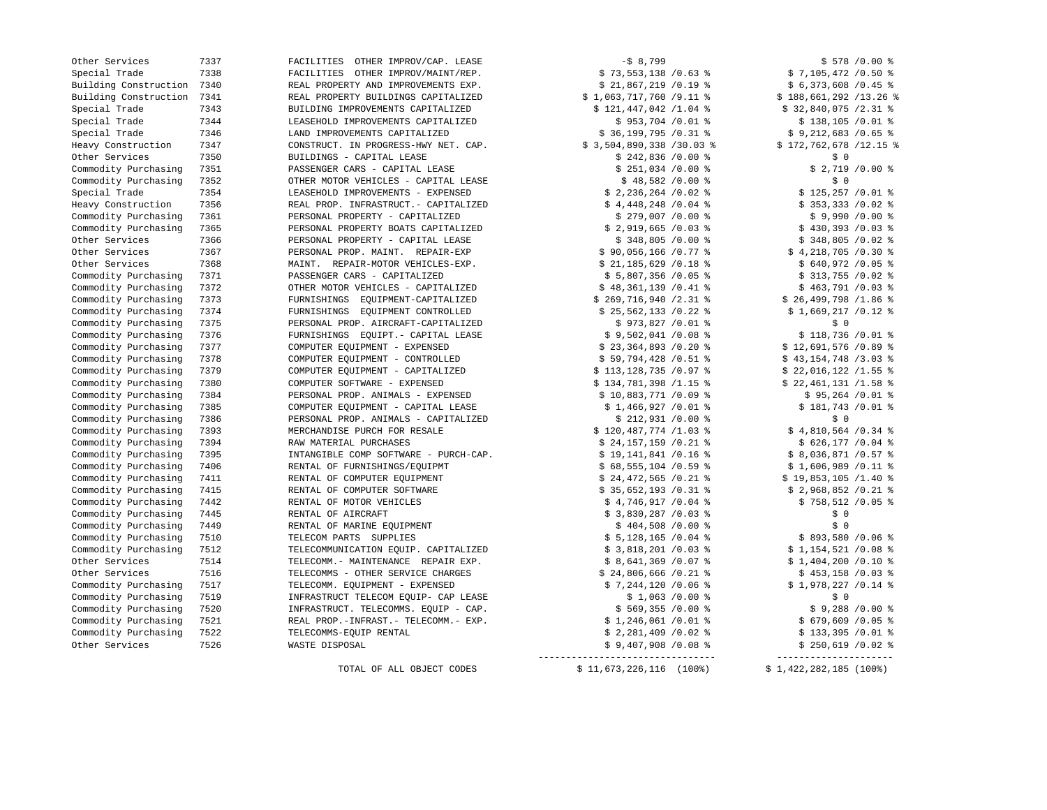| | | | | |
|---|---|---|---|---|
| Other Services | 7337 | FACILITIES OTHER IMPROV/CAP. LEASE | -$ 8,799 | $ 578 /0.00 % |
| Special Trade | 7338 | FACILITIES OTHER IMPROV/MAINT/REP. | $ 73,553,138 /0.63 % | $ 7,105,472 /0.50 % |
| Building Construction | 7340 | REAL PROPERTY AND IMPROVEMENTS EXP. | $ 21,867,219 /0.19 % | $ 6,373,608 /0.45 % |
| Building Construction | 7341 | REAL PROPERTY BUILDINGS CAPITALIZED | $ 1,063,717,760 /9.11 % | $ 188,661,292 /13.26 % |
| Special Trade | 7343 | BUILDING IMPROVEMENTS CAPITALIZED | $ 121,447,042 /1.04 % | $ 32,840,075 /2.31 % |
| Special Trade | 7344 | LEASEHOLD IMPROVEMENTS CAPITALIZED | $ 953,704 /0.01 % | $ 138,105 /0.01 % |
| Special Trade | 7346 | LAND IMPROVEMENTS CAPITALIZED | $ 36,199,795 /0.31 % | $ 9,212,683 /0.65 % |
| Heavy Construction | 7347 | CONSTRUCT. IN PROGRESS-HWY NET. CAP. | $ 3,504,890,338 /30.03 % | $ 172,762,678 /12.15 % |
| Other Services | 7350 | BUILDINGS - CAPITAL LEASE | $ 242,836 /0.00 % | $ 0 |
| Commodity Purchasing | 7351 | PASSENGER CARS - CAPITAL LEASE | $ 251,034 /0.00 % | $ 2,719 /0.00 % |
| Commodity Purchasing | 7352 | OTHER MOTOR VEHICLES - CAPITAL LEASE | $ 48,582 /0.00 % | $ 0 |
| Special Trade | 7354 | LEASEHOLD IMPROVEMENTS - EXPENSED | $ 2,236,264 /0.02 % | $ 125,257 /0.01 % |
| Heavy Construction | 7356 | REAL PROP. INFRASTRUCT.- CAPITALIZED | $ 4,448,248 /0.04 % | $ 353,333 /0.02 % |
| Commodity Purchasing | 7361 | PERSONAL PROPERTY - CAPITALIZED | $ 279,007 /0.00 % | $ 9,990 /0.00 % |
| Commodity Purchasing | 7365 | PERSONAL PROPERTY BOATS CAPITALIZED | $ 2,919,665 /0.03 % | $ 430,393 /0.03 % |
| Other Services | 7366 | PERSONAL PROPERTY - CAPITAL LEASE | $ 348,805 /0.00 % | $ 348,805 /0.02 % |
| Other Services | 7367 | PERSONAL PROP. MAINT. REPAIR-EXP | $ 90,056,166 /0.77 % | $ 4,218,705 /0.30 % |
| Other Services | 7368 | MAINT. REPAIR-MOTOR VEHICLES-EXP. | $ 21,185,629 /0.18 % | $ 640,972 /0.05 % |
| Commodity Purchasing | 7371 | PASSENGER CARS - CAPITALIZED | $ 5,807,356 /0.05 % | $ 313,755 /0.02 % |
| Commodity Purchasing | 7372 | OTHER MOTOR VEHICLES - CAPITALIZED | $ 48,361,139 /0.41 % | $ 463,791 /0.03 % |
| Commodity Purchasing | 7373 | FURNISHINGS EQUIPMENT-CAPITALIZED | $ 269,716,940 /2.31 % | $ 26,499,798 /1.86 % |
| Commodity Purchasing | 7374 | FURNISHINGS EQUIPMENT CONTROLLED | $ 25,562,133 /0.22 % | $ 1,669,217 /0.12 % |
| Commodity Purchasing | 7375 | PERSONAL PROP. AIRCRAFT-CAPITALIZED | $ 973,827 /0.01 % | $ 0 |
| Commodity Purchasing | 7376 | FURNISHINGS EQUIPT.- CAPITAL LEASE | $ 9,502,041 /0.08 % | $ 118,736 /0.01 % |
| Commodity Purchasing | 7377 | COMPUTER EQUIPMENT - EXPENSED | $ 23,364,893 /0.20 % | $ 12,691,576 /0.89 % |
| Commodity Purchasing | 7378 | COMPUTER EQUIPMENT - CONTROLLED | $ 59,794,428 /0.51 % | $ 43,154,748 /3.03 % |
| Commodity Purchasing | 7379 | COMPUTER EQUIPMENT - CAPITALIZED | $ 113,128,735 /0.97 % | $ 22,016,122 /1.55 % |
| Commodity Purchasing | 7380 | COMPUTER SOFTWARE - EXPENSED | $ 134,781,398 /1.15 % | $ 22,461,131 /1.58 % |
| Commodity Purchasing | 7384 | PERSONAL PROP. ANIMALS - EXPENSED | $ 10,883,771 /0.09 % | $ 95,264 /0.01 % |
| Commodity Purchasing | 7385 | COMPUTER EQUIPMENT - CAPITAL LEASE | $ 1,466,927 /0.01 % | $ 181,743 /0.01 % |
| Commodity Purchasing | 7386 | PERSONAL PROP. ANIMALS - CAPITALIZED | $ 212,931 /0.00 % | $ 0 |
| Commodity Purchasing | 7393 | MERCHANDISE PURCH FOR RESALE | $ 120,487,774 /1.03 % | $ 4,810,564 /0.34 % |
| Commodity Purchasing | 7394 | RAW MATERIAL PURCHASES | $ 24,157,159 /0.21 % | $ 626,177 /0.04 % |
| Commodity Purchasing | 7395 | INTANGIBLE COMP SOFTWARE - PURCH-CAP. | $ 19,141,841 /0.16 % | $ 8,036,871 /0.57 % |
| Commodity Purchasing | 7406 | RENTAL OF FURNISHINGS/EQUIPMT | $ 68,555,104 /0.59 % | $ 1,606,989 /0.11 % |
| Commodity Purchasing | 7411 | RENTAL OF COMPUTER EQUIPMENT | $ 24,472,565 /0.21 % | $ 19,853,105 /1.40 % |
| Commodity Purchasing | 7415 | RENTAL OF COMPUTER SOFTWARE | $ 35,652,193 /0.31 % | $ 2,968,852 /0.21 % |
| Commodity Purchasing | 7442 | RENTAL OF MOTOR VEHICLES | $ 4,746,917 /0.04 % | $ 758,512 /0.05 % |
| Commodity Purchasing | 7445 | RENTAL OF AIRCRAFT | $ 3,830,287 /0.03 % | $ 0 |
| Commodity Purchasing | 7449 | RENTAL OF MARINE EQUIPMENT | $ 404,508 /0.00 % | $ 0 |
| Commodity Purchasing | 7510 | TELECOM PARTS SUPPLIES | $ 5,128,165 /0.04 % | $ 893,580 /0.06 % |
| Commodity Purchasing | 7512 | TELECOMMUNICATION EQUIP. CAPITALIZED | $ 3,818,201 /0.03 % | $ 1,154,521 /0.08 % |
| Other Services | 7514 | TELECOMM.- MAINTENANCE REPAIR EXP. | $ 8,641,369 /0.07 % | $ 1,404,200 /0.10 % |
| Other Services | 7516 | TELECOMMS - OTHER SERVICE CHARGES | $ 24,806,666 /0.21 % | $ 453,158 /0.03 % |
| Commodity Purchasing | 7517 | TELECOMM. EQUIPMENT - EXPENSED | $ 7,244,120 /0.06 % | $ 1,978,227 /0.14 % |
| Commodity Purchasing | 7519 | INFRASTRUCT TELECOM EQUIP- CAP LEASE | $ 1,063 /0.00 % | $ 0 |
| Commodity Purchasing | 7520 | INFRASTRUCT. TELECOMMS. EQUIP - CAP. | $ 569,355 /0.00 % | $ 9,288 /0.00 % |
| Commodity Purchasing | 7521 | REAL PROP.-INFRAST.- TELECOMM.- EXP. | $ 1,246,061 /0.01 % | $ 679,609 /0.05 % |
| Commodity Purchasing | 7522 | TELECOMMS-EQUIP RENTAL | $ 2,281,409 /0.02 % | $ 133,395 /0.01 % |
| Other Services | 7526 | WASTE DISPOSAL | $ 9,407,908 /0.08 % | $ 250,619 /0.02 % |
| | | TOTAL OF ALL OBJECT CODES | $ 11,673,226,116 (100%) | $ 1,422,282,185 (100%) |